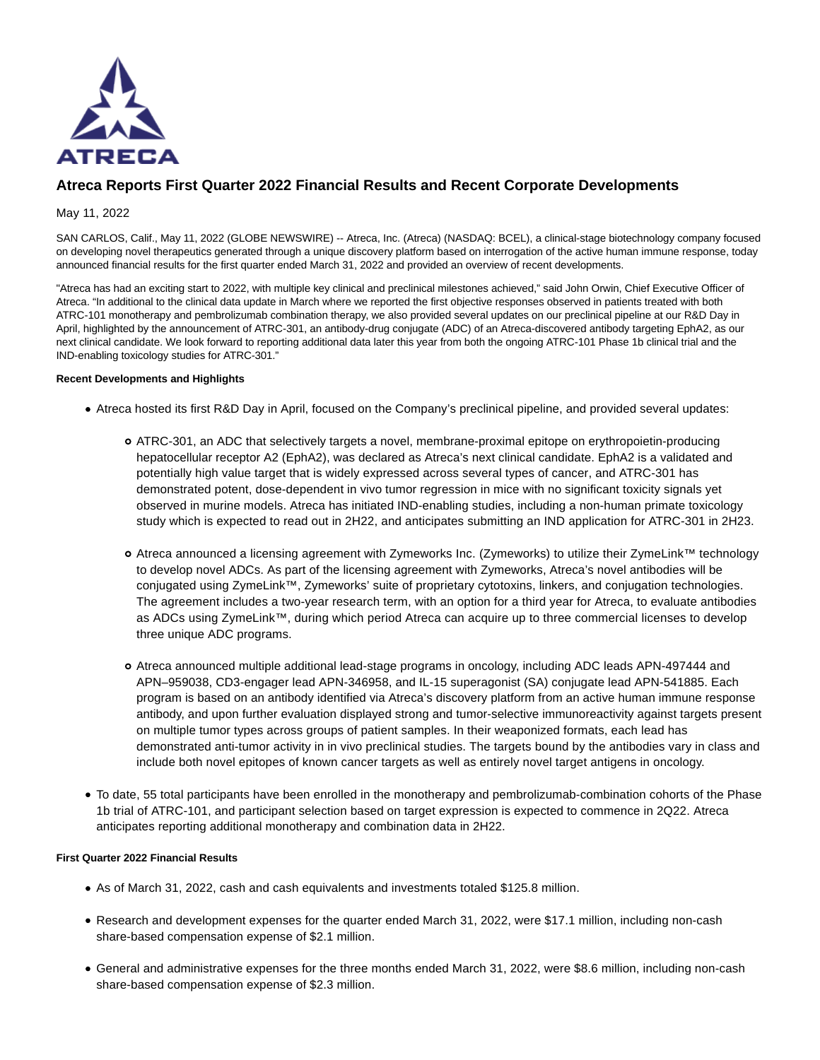# Atreca Reports First Quarter 2022 Financial Results and Recent Corporate Developments

May 11, 2022

SAN CARLOS, Calif., May 11, 2022 (GLOBE NEWSWIRE) -- Atreca, Inc. (Atreca) (NASDAQ: BCEL), a clinical-stage biotechnology company focused on developing novel therapeutics generated through a unique discovery platform based on interrogation of the active human immune response, today announced financial results for the first quarter ended March 31, 2022 and provided an overview of recent developments.

"Atreca has had an exciting start to 2022, with multiple key clinical and preclinical milestones achieved," said John Orwin, Chief Executive Officer of Atreca. "In addition to the clinical data update in March where we reported the first objective responses observed in patients treated with both ATRC-101 monotherapy and pembrolizumab combination therapy, we also provided several updates on our preclinical pipeline at our R&D Day in April, highlighted by the announcement of ATRC-301, an antibody-drug conjugate (ADC) of an Atreca-discovered antibody targeting EphA2, as our next clinical candidate. We look forward to reporting additional data later this year from both the ongoing ATRC-101 Phase 1b clinical trial and the IND-enabling toxicology studies for ATRC-301."

**Recent Developments and Highlights**

- Atreca hosted its first R&D Day in April, focused on the Company's preclinical pipeline, and provided several updates:
  - ATRC-301, an ADC that selectively targets a novel, membrane-proximal epitope on erythropoietin-producing hepatocellular receptor A2 (EphA2), was declared as Atreca's next clinical candidate. EphA2 is a validated and potentially high value target that is widely expressed across several types of cancer, and ATRC-301 has demonstrated potent, dose-dependent in vivo tumor regression in mice with no significant toxicity signals yet observed in murine models. Atreca has initiated IND-enabling studies, including a non-human primate toxicology study which is expected to read out in 2H22, and anticipates submitting an IND application for ATRC-301 in 2H23.
  - Atreca announced a licensing agreement with Zymeworks Inc. (Zymeworks) to utilize their ZymeLink™ technology to develop novel ADCs. As part of the licensing agreement with Zymeworks, Atreca's novel antibodies will be conjugated using ZymeLink™, Zymeworks' suite of proprietary cytotoxins, linkers, and conjugation technologies. The agreement includes a two-year research term, with an option for a third year for Atreca, to evaluate antibodies as ADCs using ZymeLink™, during which period Atreca can acquire up to three commercial licenses to develop three unique ADC programs.
  - Atreca announced multiple additional lead-stage programs in oncology, including ADC leads APN-497444 and APN–959038, CD3-engager lead APN-346958, and IL-15 superagonist (SA) conjugate lead APN-541885. Each program is based on an antibody identified via Atreca's discovery platform from an active human immune response antibody, and upon further evaluation displayed strong and tumor-selective immunoreactivity against targets present on multiple tumor types across groups of patient samples. In their weaponized formats, each lead has demonstrated anti-tumor activity in in vivo preclinical studies. The targets bound by the antibodies vary in class and include both novel epitopes of known cancer targets as well as entirely novel target antigens in oncology.
- To date, 55 total participants have been enrolled in the monotherapy and pembrolizumab-combination cohorts of the Phase 1b trial of ATRC-101, and participant selection based on target expression is expected to commence in 2Q22. Atreca anticipates reporting additional monotherapy and combination data in 2H22.

**First Quarter 2022 Financial Results**

- As of March 31, 2022, cash and cash equivalents and investments totaled $125.8 million.
- Research and development expenses for the quarter ended March 31, 2022, were $17.1 million, including non-cash share-based compensation expense of $2.1 million.
- General and administrative expenses for the three months ended March 31, 2022, were $8.6 million, including non-cash share-based compensation expense of $2.3 million.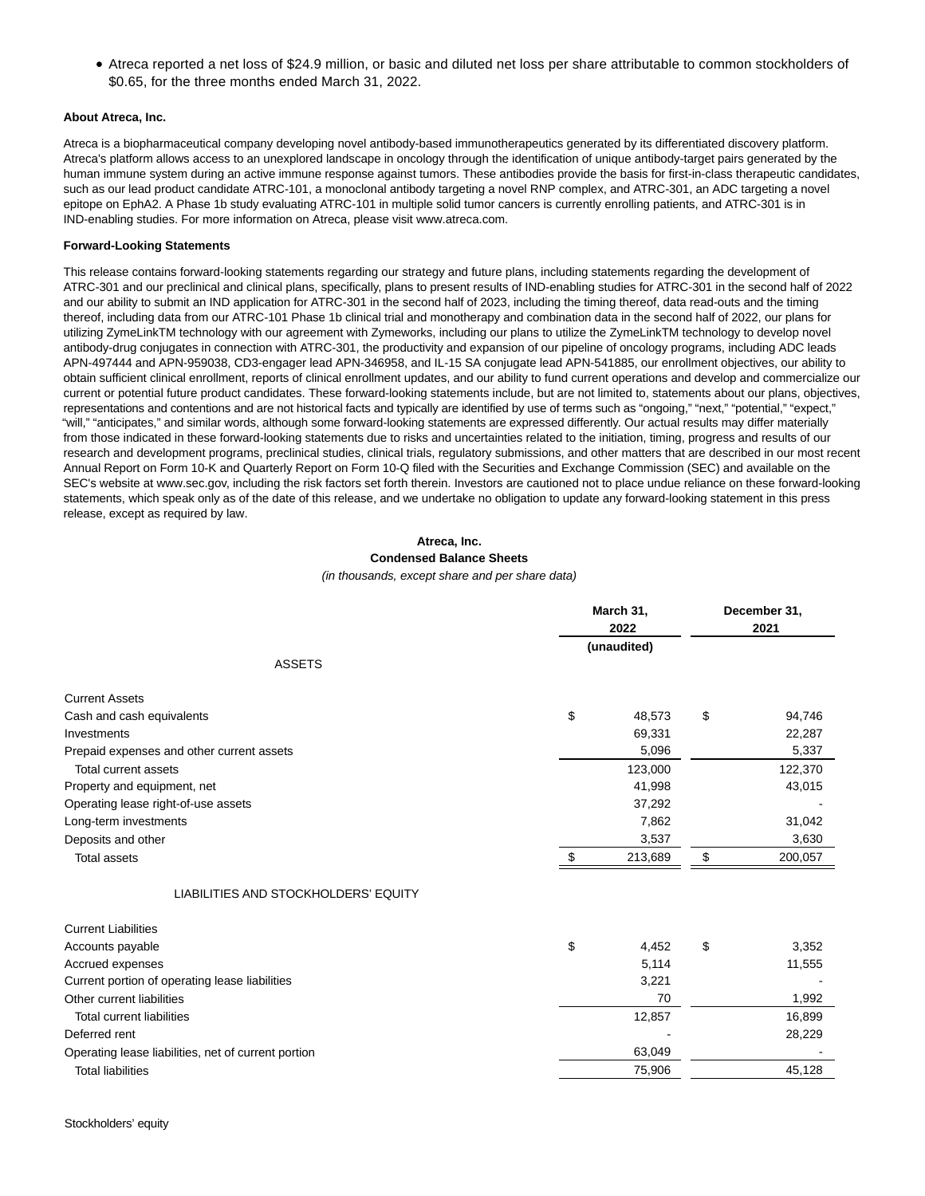- Atreca reported a net loss of $24.9 million, or basic and diluted net loss per share attributable to common stockholders of $0.65, for the three months ended March 31, 2022.

**About Atreca, Inc.**

Atreca is a biopharmaceutical company developing novel antibody-based immunotherapeutics generated by its differentiated discovery platform. Atreca's platform allows access to an unexplored landscape in oncology through the identification of unique antibody-target pairs generated by the human immune system during an active immune response against tumors. These antibodies provide the basis for first-in-class therapeutic candidates, such as our lead product candidate ATRC-101, a monoclonal antibody targeting a novel RNP complex, and ATRC-301, an ADC targeting a novel epitope on EphA2. A Phase 1b study evaluating ATRC-101 in multiple solid tumor cancers is currently enrolling patients, and ATRC-301 is in IND-enabling studies. For more information on Atreca, please visit www.atreca.com.

**Forward-Looking Statements**

This release contains forward-looking statements regarding our strategy and future plans, including statements regarding the development of ATRC-301 and our preclinical and clinical plans, specifically, plans to present results of IND-enabling studies for ATRC-301 in the second half of 2022 and our ability to submit an IND application for ATRC-301 in the second half of 2023, including the timing thereof, data read-outs and the timing thereof, including data from our ATRC-101 Phase 1b clinical trial and monotherapy and combination data in the second half of 2022, our plans for utilizing ZymeLinkTM technology with our agreement with Zymeworks, including our plans to utilize the ZymeLinkTM technology to develop novel antibody-drug conjugates in connection with ATRC-301, the productivity and expansion of our pipeline of oncology programs, including ADC leads APN-497444 and APN-959038, CD3-engager lead APN-346958, and IL-15 SA conjugate lead APN-541885, our enrollment objectives, our ability to obtain sufficient clinical enrollment, reports of clinical enrollment updates, and our ability to fund current operations and develop and commercialize our current or potential future product candidates. These forward-looking statements include, but are not limited to, statements about our plans, objectives, representations and contentions and are not historical facts and typically are identified by use of terms such as "ongoing," "next," "potential," "expect," "will," "anticipates," and similar words, although some forward-looking statements are expressed differently. Our actual results may differ materially from those indicated in these forward-looking statements due to risks and uncertainties related to the initiation, timing, progress and results of our research and development programs, preclinical studies, clinical trials, regulatory submissions, and other matters that are described in our most recent Annual Report on Form 10-K and Quarterly Report on Form 10-Q filed with the Securities and Exchange Commission (SEC) and available on the SEC's website at www.sec.gov, including the risk factors set forth therein. Investors are cautioned not to place undue reliance on these forward-looking statements, which speak only as of the date of this release, and we undertake no obligation to update any forward-looking statement in this press release, except as required by law.

**Atreca, Inc.**
**Condensed Balance Sheets**
*(in thousands, except share and per share data)*

| | March 31, 2022 (unaudited) | December 31, 2021 |
|---|---|---|
| **ASSETS** | | |
| Current Assets | | |
| Cash and cash equivalents | $ 48,573 | $ 94,746 |
| Investments | 69,331 | 22,287 |
| Prepaid expenses and other current assets | 5,096 | 5,337 |
| Total current assets | 123,000 | 122,370 |
| Property and equipment, net | 41,998 | 43,015 |
| Operating lease right-of-use assets | 37,292 | - |
| Long-term investments | 7,862 | 31,042 |
| Deposits and other | 3,537 | 3,630 |
| Total assets | $ 213,689 | $ 200,057 |
| **LIABILITIES AND STOCKHOLDERS' EQUITY** | | |
| Current Liabilities | | |
| Accounts payable | $ 4,452 | $ 3,352 |
| Accrued expenses | 5,114 | 11,555 |
| Current portion of operating lease liabilities | 3,221 | - |
| Other current liabilities | 70 | 1,992 |
| Total current liabilities | 12,857 | 16,899 |
| Deferred rent | - | 28,229 |
| Operating lease liabilities, net of current portion | 63,049 | - |
| Total liabilities | 75,906 | 45,128 |
| Stockholders' equity | | |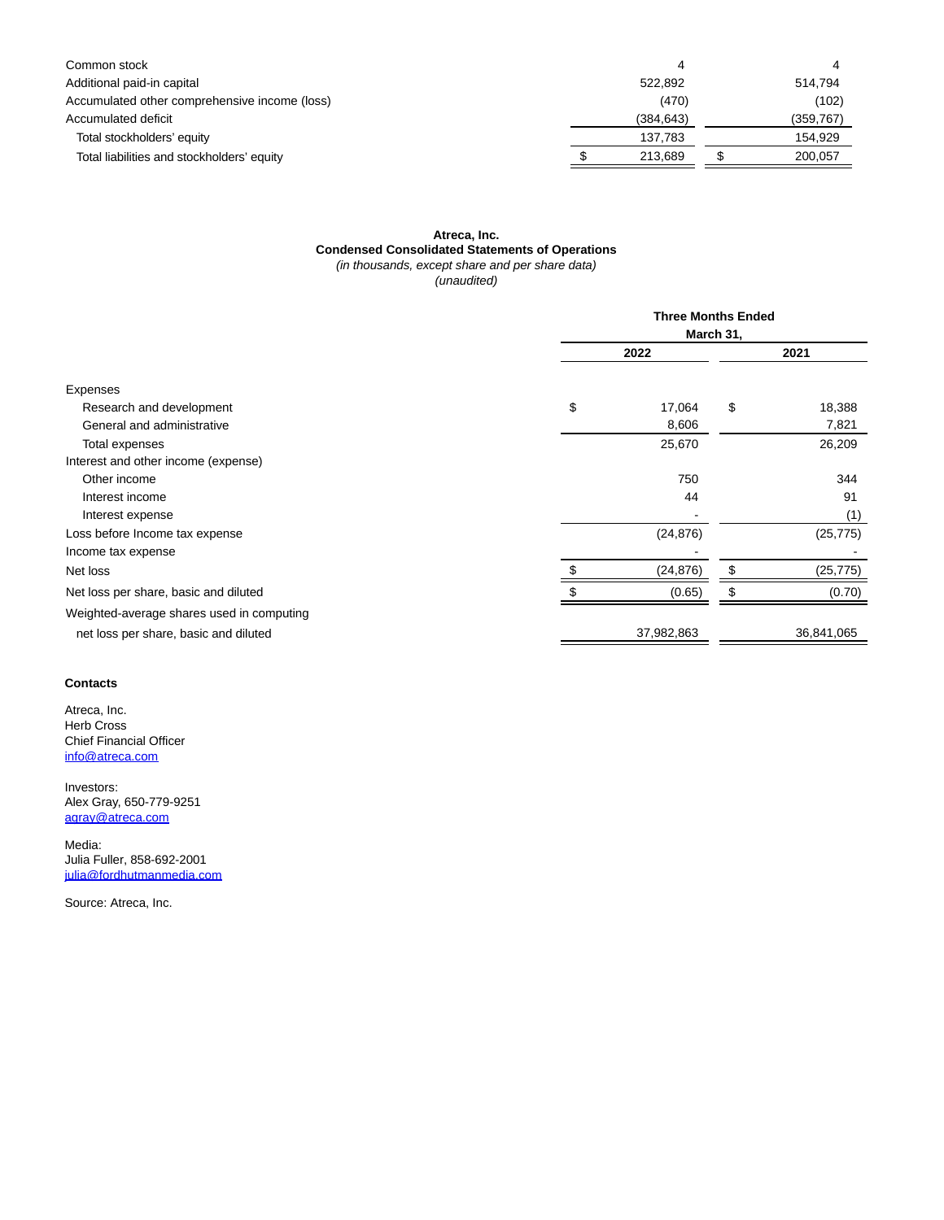| | | |
|---|---|---|
| Common stock | 4 | 4 |
| Additional paid-in capital | 522,892 | 514,794 |
| Accumulated other comprehensive income (loss) | (470) | (102) |
| Accumulated deficit | (384,643) | (359,767) |
| Total stockholders' equity | 137,783 | 154,929 |
| Total liabilities and stockholders' equity | $ 213,689 | $ 200,057 |

**Atreca, Inc.**
**Condensed Consolidated Statements of Operations**
*(in thousands, except share and per share data)*
*(unaudited)*

| | Three Months Ended March 31, | |
|---|---|---|
| | 2022 | 2021 |
| Expenses | | |
| Research and development | $ 17,064 | $ 18,388 |
| General and administrative | 8,606 | 7,821 |
| Total expenses | 25,670 | 26,209 |
| Interest and other income (expense) | | |
| Other income | 750 | 344 |
| Interest income | 44 | 91 |
| Interest expense | - | (1) |
| Loss before Income tax expense | (24,876) | (25,775) |
| Income tax expense | - | - |
| Net loss | $ (24,876) | $ (25,775) |
| Net loss per share, basic and diluted | $ (0.65) | $ (0.70) |
| Weighted-average shares used in computing net loss per share, basic and diluted | 37,982,863 | 36,841,065 |

**Contacts**

Atreca, Inc.
Herb Cross
Chief Financial Officer
info@atreca.com

Investors:
Alex Gray, 650-779-9251
agray@atreca.com

Media:
Julia Fuller, 858-692-2001
julia@fordhutmanmedia.com

Source: Atreca, Inc.